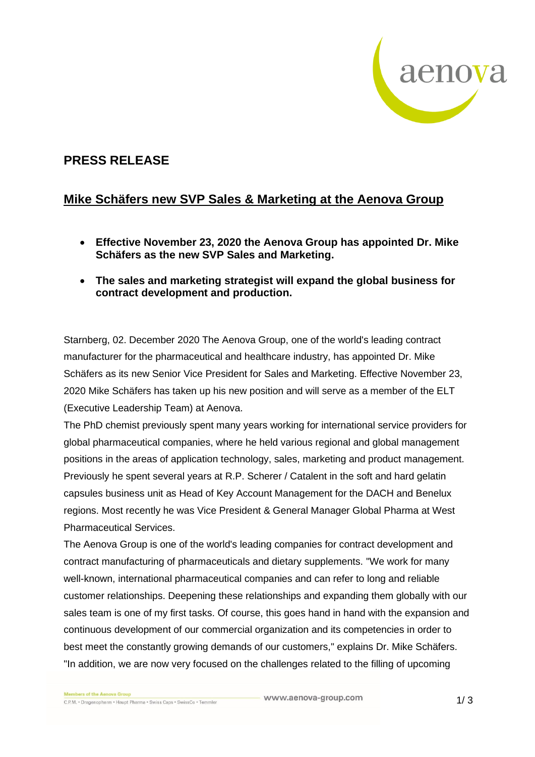## PRESS RELEASE

## Mike Schäfers new SVP Sales & Marketing at the Aenova Group

- **Effective November 23, 2020 the Aenova Group has appointed Dr. Mike Schäfers as the new SVP Sales and Marketing.**
- **The sales and marketing strategist will expand the global business for contract development and production.**

Starnberg, 02. December 2020 The Aenova Group, one of the world's leading contract manufacturer for the pharmaceutical and healthcare industry, has appointed Dr. Mike Schäfers as its new Senior Vice President for Sales and Marketing. Effective November 23, 2020 Mike Schäfers has taken up his new position and will serve as a member of the ELT (Executive Leadership Team) at Aenova.

The PhD chemist previously spent many years working for international service providers for global pharmaceutical companies, where he held various regional and global management positions in the areas of application technology, sales, marketing and product management. Previously he spent several years at R.P. Scherer / Catalent in the soft and hard gelatin capsules business unit as Head of Key Account Management for the DACH and Benelux regions. Most recently he was Vice President & General Manager Global Pharma at West Pharmaceutical Services.

The Aenova Group is one of the world's leading companies for contract development and contract manufacturing of pharmaceuticals and dietary supplements. "We work for many well-known, international pharmaceutical companies and can refer to long and reliable customer relationships. Deepening these relationships and expanding them globally with our sales team is one of my first tasks. Of course, this goes hand in hand with the expansion and continuous development of our commercial organization and its competencies in order to best meet the constantly growing demands of our customers," explains Dr. Mike Schäfers. "In addition, we are now very focused on the challenges related to the filling of upcoming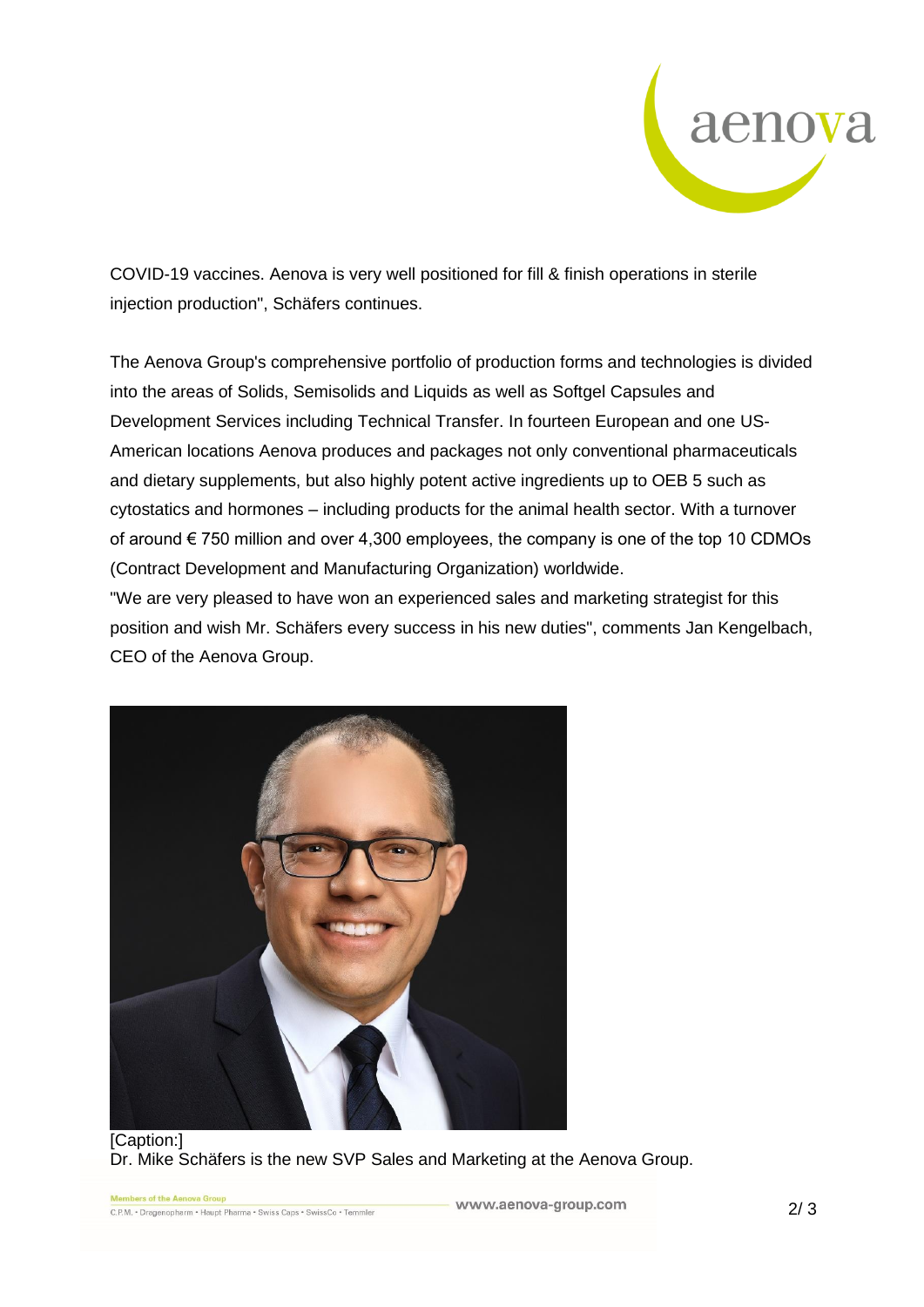COVID-19 vaccines. Aenova is very well positioned for fill & finish operations in sterile injection production", Schäfers continues.

The Aenova Group's comprehensive portfolio of production forms and technologies is divided into the areas of Solids, Semisolids and Liquids as well as Softgel Capsules and Development Services including Technical Transfer. In fourteen European and one US-American locations Aenova produces and packages not only conventional pharmaceuticals and dietary supplements, but also highly potent active ingredients up to OEB 5 such as cytostatics and hormones – including products for the animal health sector. With a turnover of around € 750 million and over 4,300 employees, the company is one of the top 10 CDMOs (Contract Development and Manufacturing Organization) worldwide.

"We are very pleased to have won an experienced sales and marketing strategist for this position and wish Mr. Schäfers every success in his new duties", comments Jan Kengelbach, CEO of the Aenova Group.

[Caption:]
Dr. Mike Schäfers is the new SVP Sales and Marketing at the Aenova Group.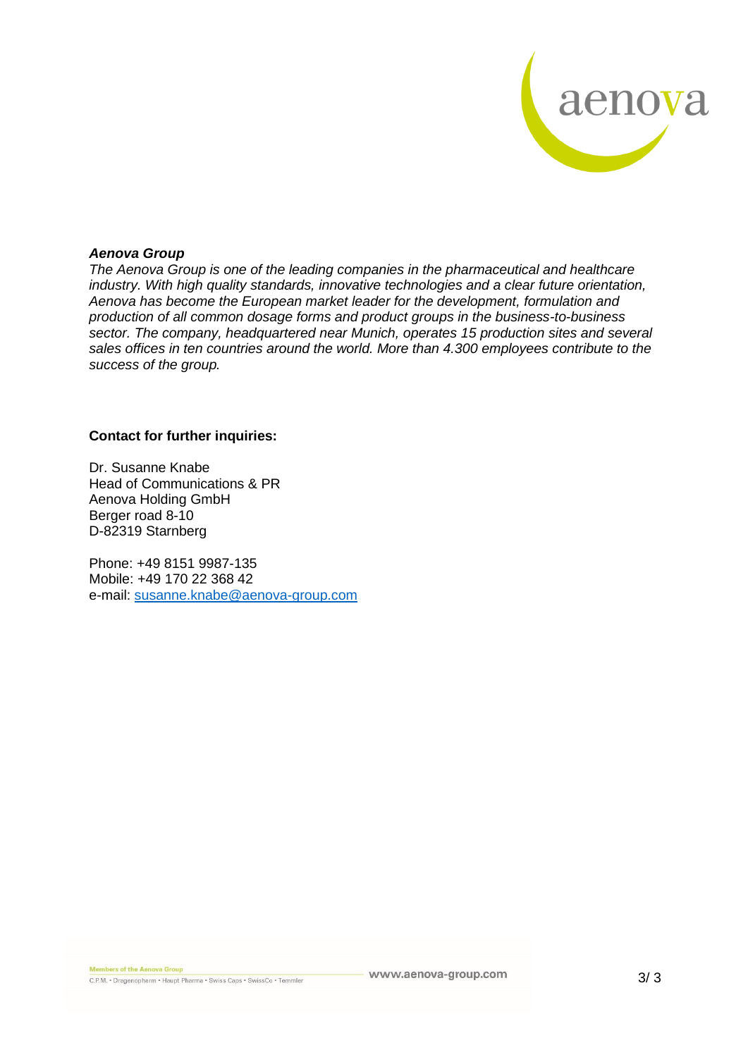***Aenova Group***

*The Aenova Group is one of the leading companies in the pharmaceutical and healthcare industry. With high quality standards, innovative technologies and a clear future orientation, Aenova has become the European market leader for the development, formulation and production of all common dosage forms and product groups in the business-to-business sector. The company, headquartered near Munich, operates 15 production sites and several sales offices in ten countries around the world. More than 4.300 employees contribute to the success of the group.*

**Contact for further inquiries:**

Dr. Susanne Knabe
Head of Communications & PR
Aenova Holding GmbH
Berger road 8-10
D-82319 Starnberg

Phone: +49 8151 9987-135
Mobile: +49 170 22 368 42
e-mail: susanne.knabe@aenova-group.com